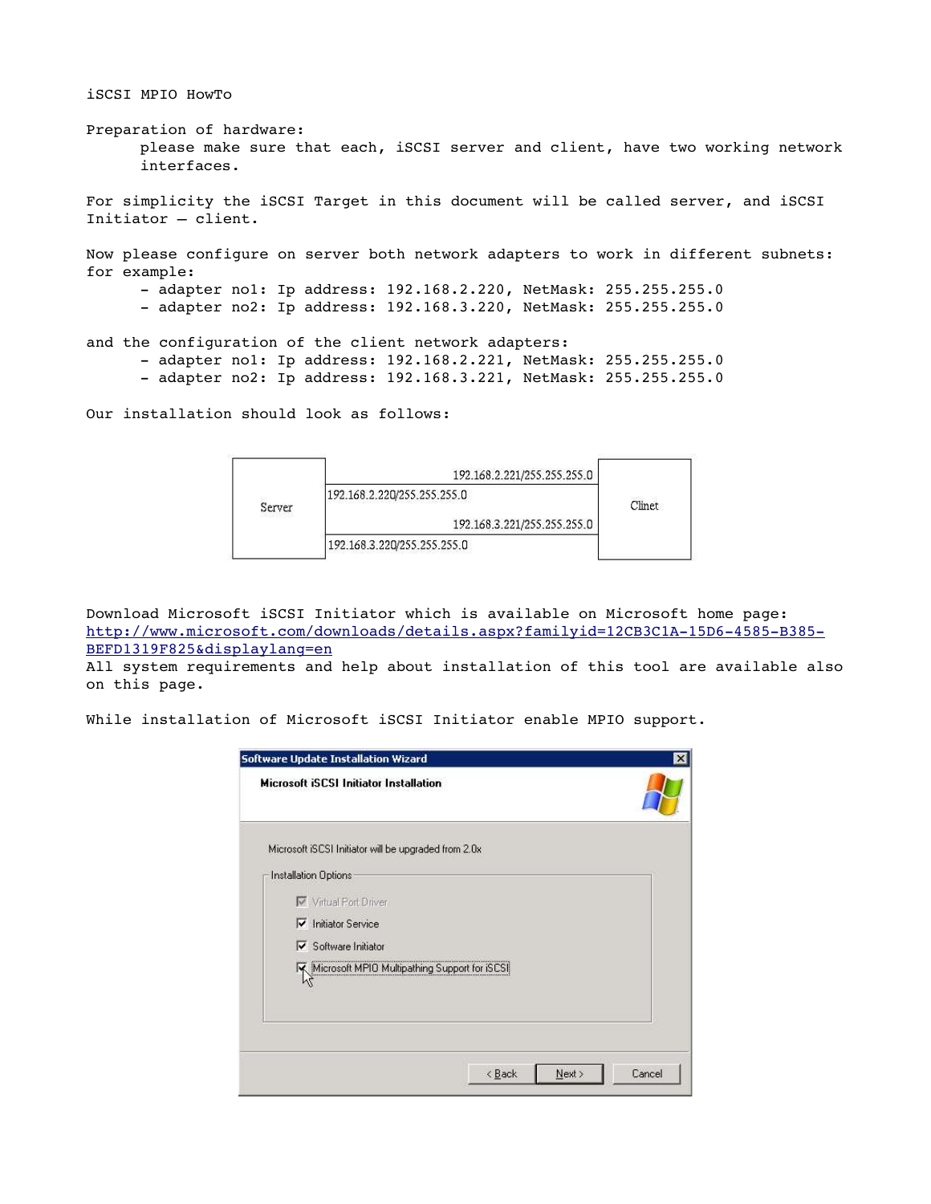# iSCSI MPIO HowTo

Preparation of hardware:

please make sure that each, iSCSI server and client, have two working network interfaces.

For simplicity the iSCSI Target in this document will be called server, and iSCSI Initiator – client.

Now please configure on server both network adapters to work in different subnets: for example:

- adapter no1: Ip address: 192.168.2.220, NetMask: 255.255.255.0
- adapter no2: Ip address: 192.168.3.220, NetMask: 255.255.255.0

and the configuration of the client network adapters:

- adapter no1: Ip address: 192.168.2.221, NetMask: 255.255.255.0
- adapter no2: Ip address: 192.168.3.221, NetMask: 255.255.255.0

Our installation should look as follows:

Server — Clinet

192.168.2.220/255.255.255.0 — 192.168.2.221/255.255.255.0

192.168.3.220/255.255.255.0 — 192.168.3.221/255.255.255.0

Download Microsoft iSCSI Initiator which is available on Microsoft home page:
[http://www.microsoft.com/downloads/details.aspx?familyid=12CB3C1A-15D6-4585-B385-BEFD1319F825&displaylang=en](http://www.microsoft.com/downloads/details.aspx?familyid=12CB3C1A-15D6-4585-B385-BEFD1319F825&displaylang=en)
All system requirements and help about installation of this tool are available also on this page.

While installation of Microsoft iSCSI Initiator enable MPIO support.

Software Update Installation Wizard

Microsoft iSCSI Initiator Installation

Microsoft iSCSI Initiator will be upgraded from 2.0x

Installation Options

- [x] Virtual Port Driver
- [x] Initiator Service
- [x] Software Initiator
- [x] Microsoft MPIO Multipathing Support for iSCSI

< Back | Next > | Cancel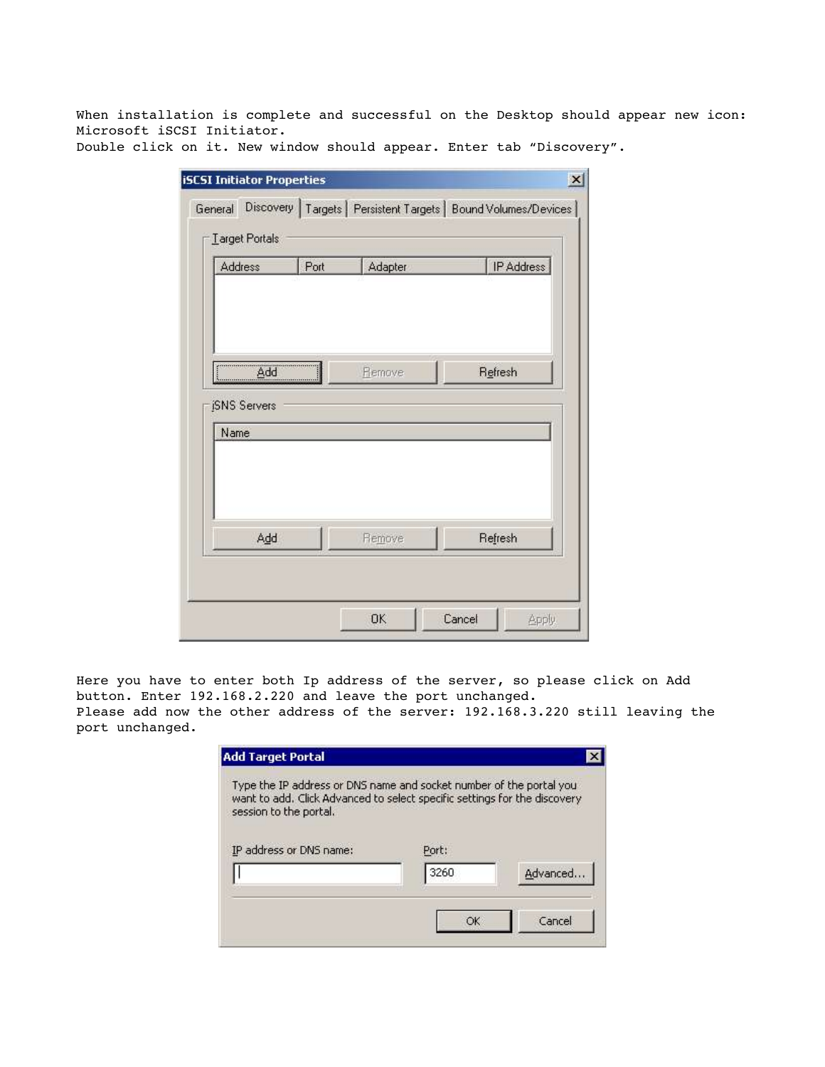When installation is complete and successful on the Desktop should appear new icon: Microsoft iSCSI Initiator.
Double click on it. New window should appear. Enter tab "Discovery".

Here you have to enter both Ip address of the server, so please click on Add button. Enter 192.168.2.220 and leave the port unchanged.
Please add now the other address of the server: 192.168.3.220 still leaving the port unchanged.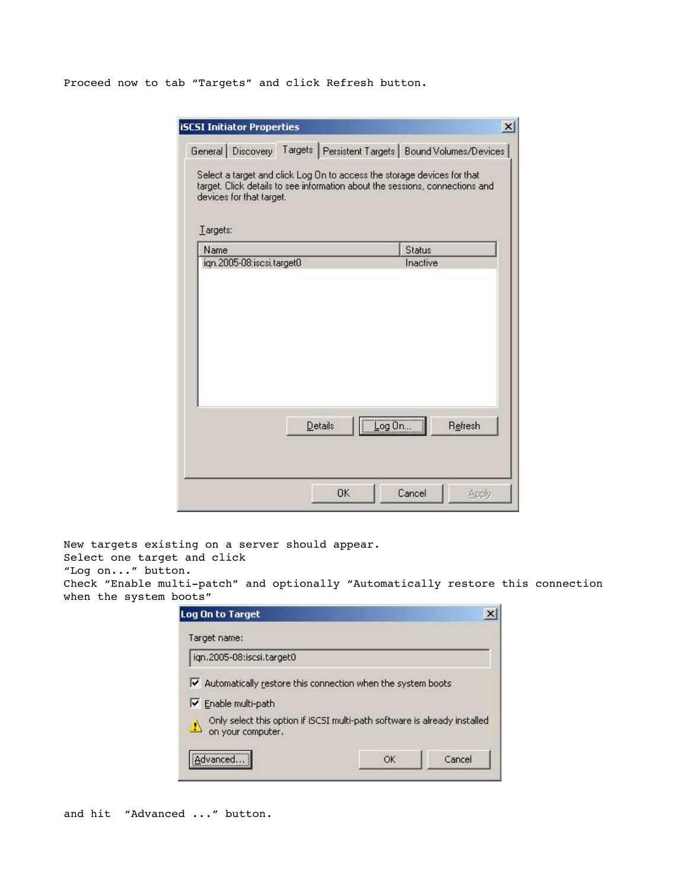Proceed now to tab “Targets” and click Refresh button.

New targets existing on a server should appear.
Select one target and click
“Log on...” button.
Check “Enable multi-patch” and optionally “Automatically restore this connection when the system boots”

and hit “Advanced ...” button.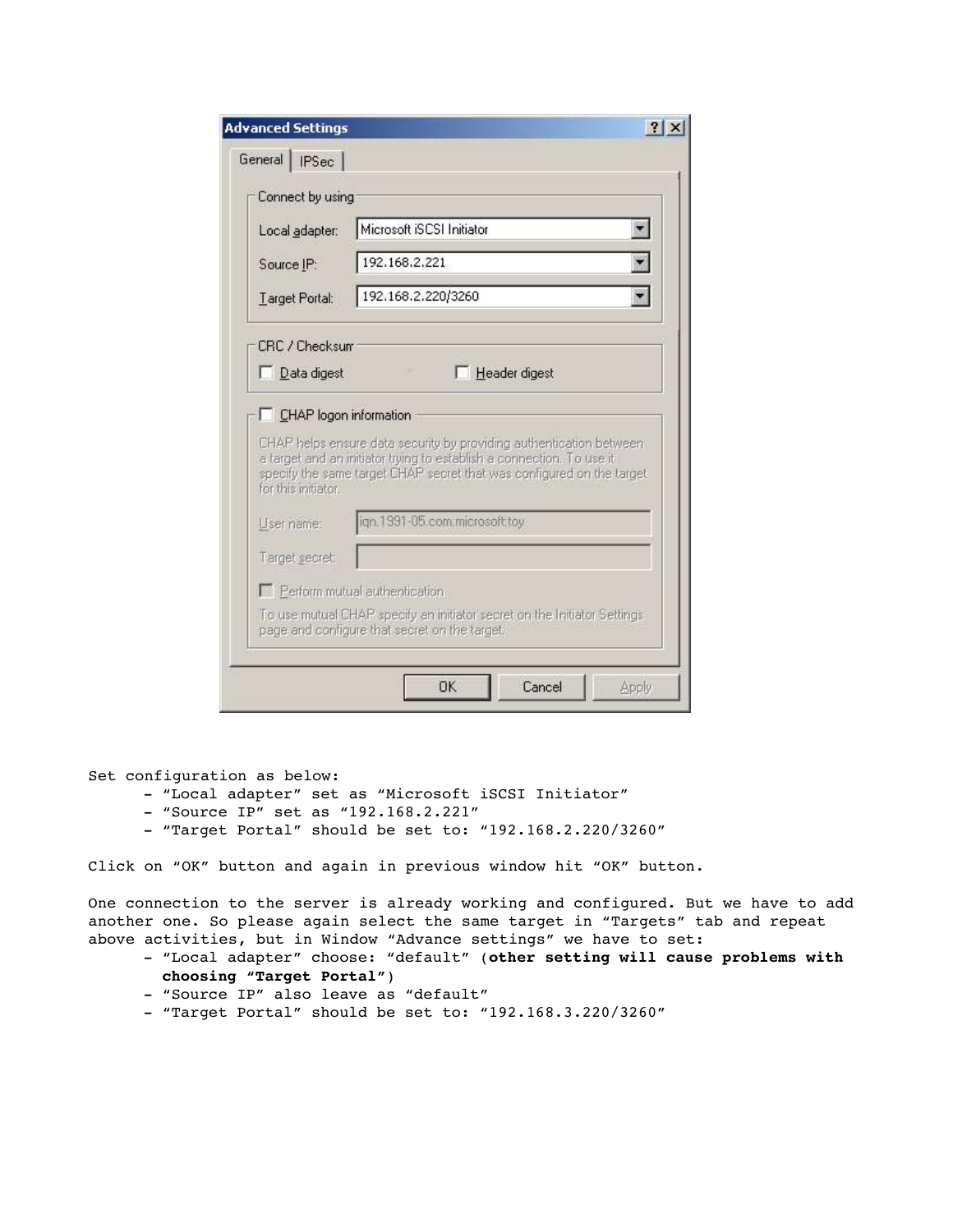Set configuration as below:

- "Local adapter" set as "Microsoft iSCSI Initiator"
- "Source IP" set as "192.168.2.221"
- "Target Portal" should be set to: "192.168.2.220/3260"

Click on "OK" button and again in previous window hit "OK" button.

One connection to the server is already working and configured. But we have to add another one. So please again select the same target in "Targets" tab and repeat above activities, but in Window "Advance settings" we have to set:

- "Local adapter" choose: "default" (**other setting will cause problems with choosing "Target Portal"**)
- "Source IP" also leave as "default"
- "Target Portal" should be set to: "192.168.3.220/3260"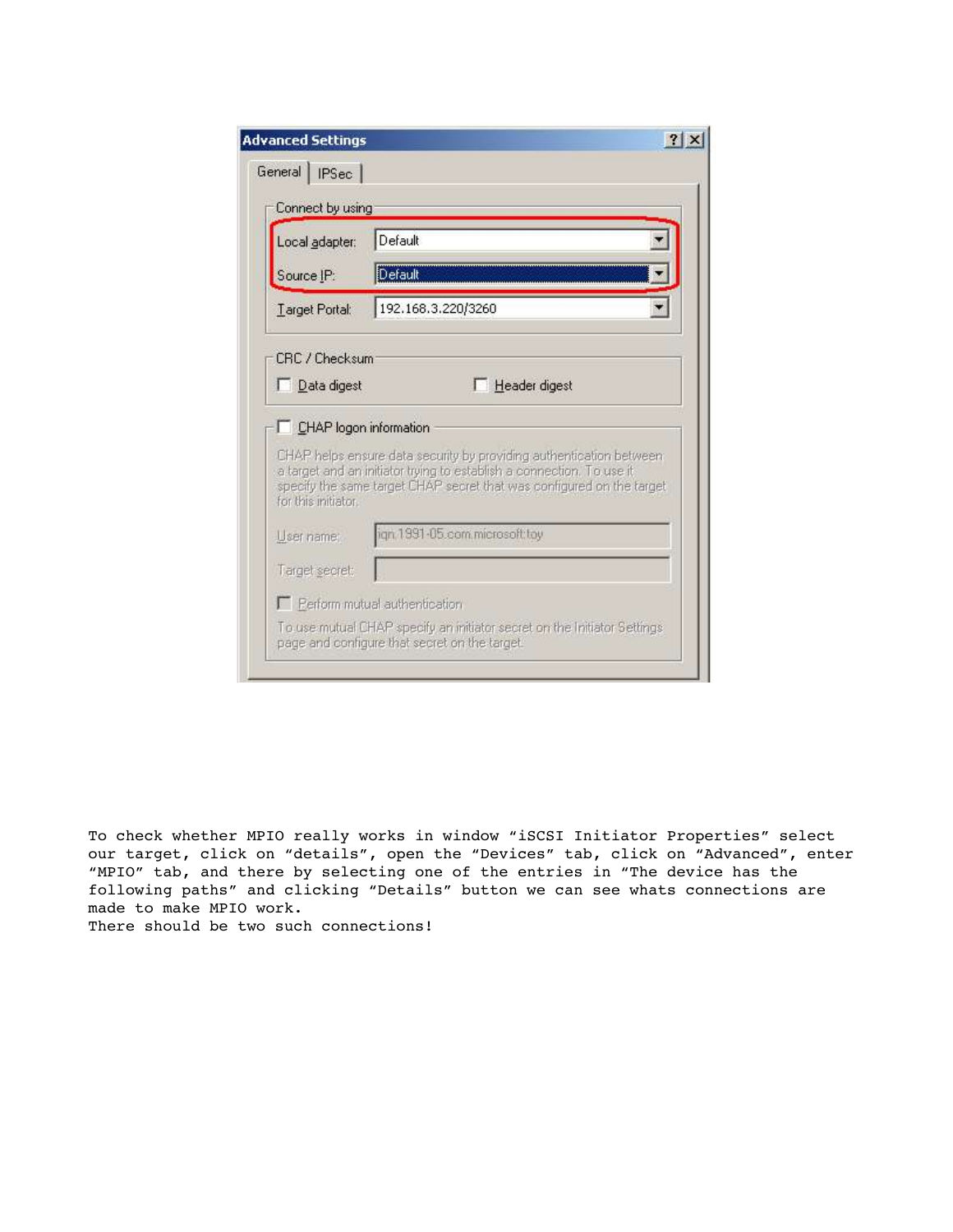To check whether MPIO really works in window “iSCSI Initiator Properties” select our target, click on “details”, open the “Devices” tab, click on “Advanced”, enter “MPIO” tab, and there by selecting one of the entries in “The device has the following paths” and clicking “Details” button we can see whats connections are made to make MPIO work.
There should be two such connections!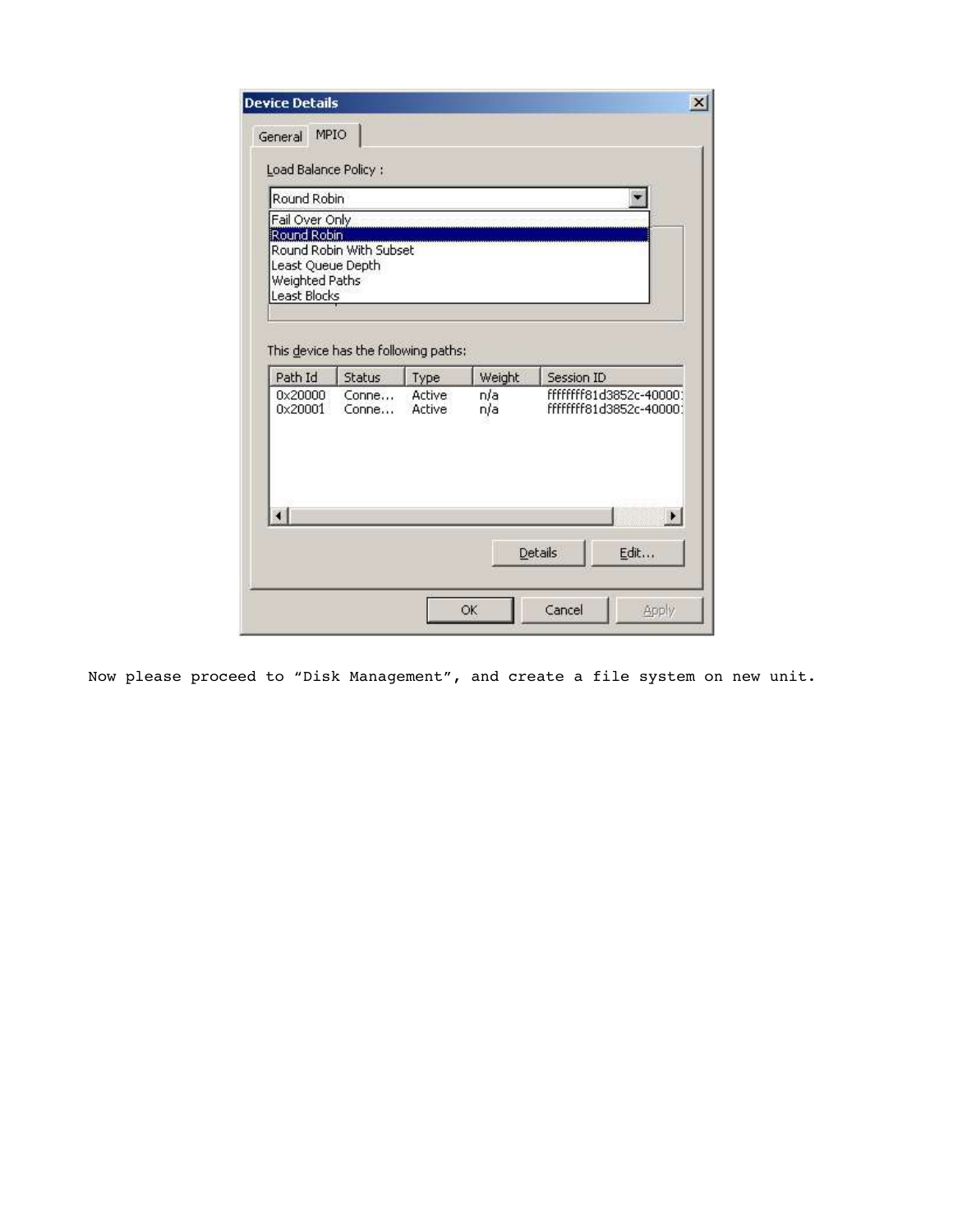Now please proceed to “Disk Management”, and create a file system on new unit.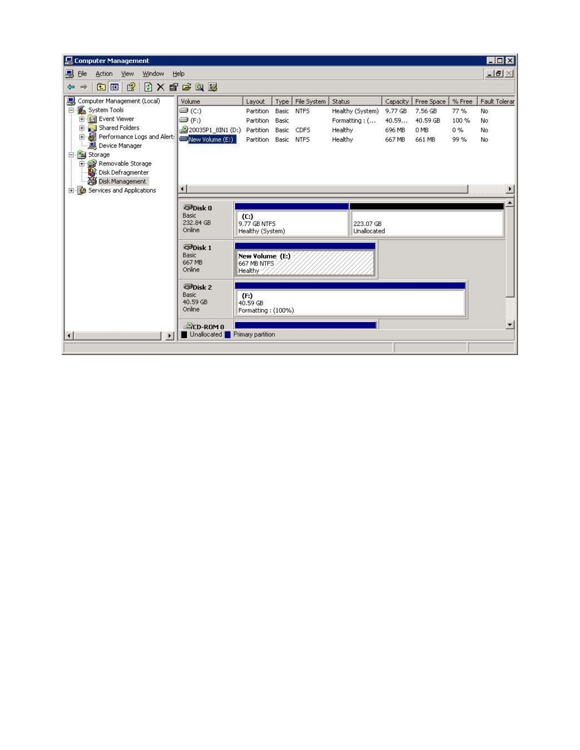Computer Management

File Action View Window Help

Computer Management (Local)
- System Tools
  - Event Viewer
  - Shared Folders
  - Performance Logs and Alerts
  - Device Manager
- Storage
  - Removable Storage
  - Disk Defragmenter
  - Disk Management
- Services and Applications

| Volume | Layout | Type | File System | Status | Capacity | Free Space | % Free | Fault Toleran |
|---|---|---|---|---|---|---|---|---|
| (C:) | Partition | Basic | NTFS | Healthy (System) | 9.77 GB | 7.56 GB | 77 % | No |
| (F:) | Partition | Basic | | Formatting : (... | 40.59... | 40.59 GB | 100 % | No |
| 2003SP1_8IN1 (D:) | Partition | Basic | CDFS | Healthy | 696 MB | 0 MB | 0 % | No |
| New Volume (E:) | Partition | Basic | NTFS | Healthy | 667 MB | 661 MB | 99 % | No |

**Disk 0**
Basic
232.84 GB
Online

(C:)
9.77 GB NTFS
Healthy (System)

223.07 GB
Unallocated

**Disk 1**
Basic
667 MB
Online

New Volume (E:)
667 MB NTFS
Healthy

**Disk 2**
Basic
40.59 GB
Online

(F:)
40.59 GB
Formatting : (100%)

**CD-ROM 0**

Unallocated   Primary partition